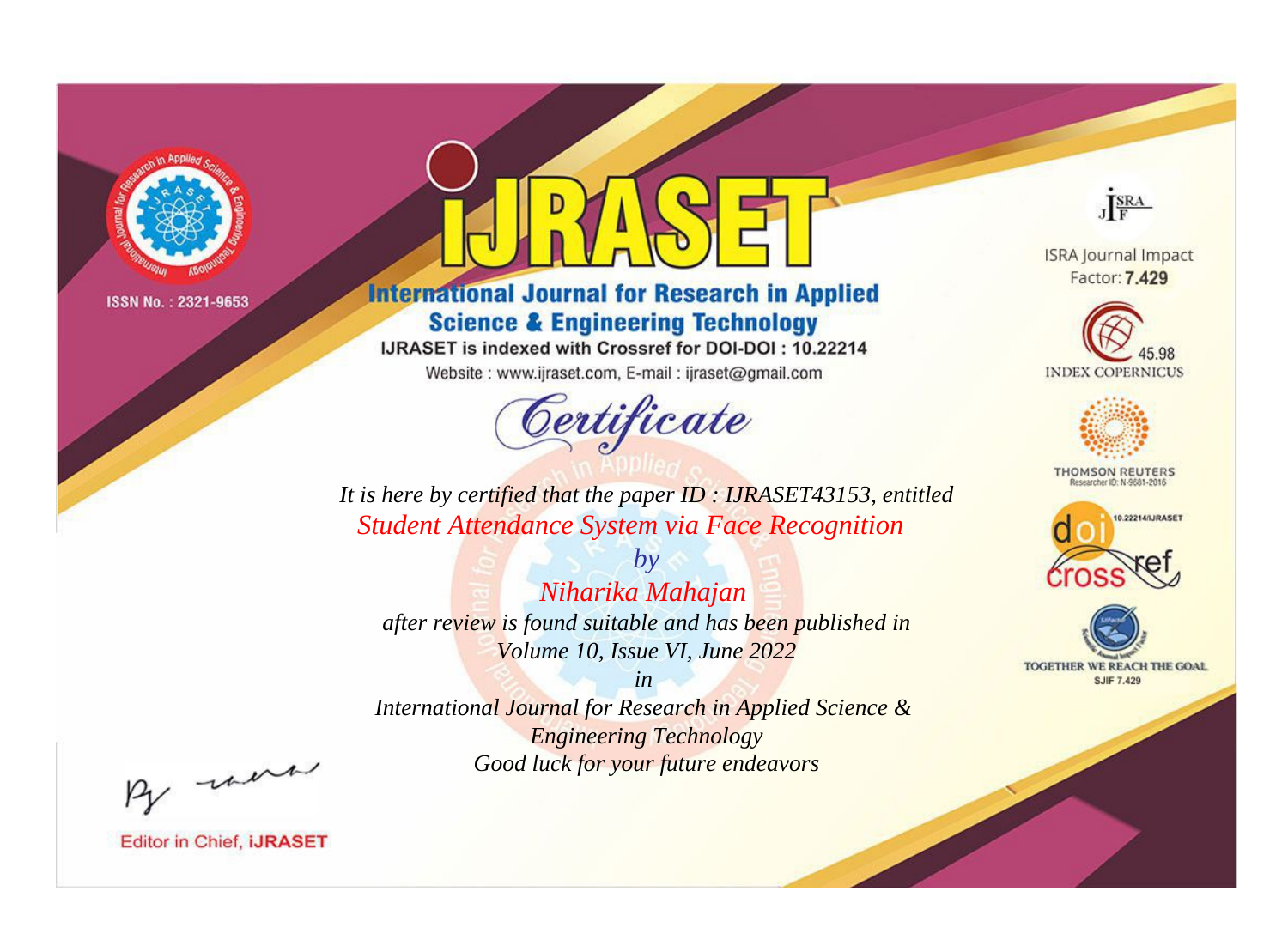ISSN No. : 2321-9653

# IJRASET

## International Journal for Research in Applied Science & Engineering Technology

IJRASET is indexed with Crossref for DOI-DOI : 10.22214

Website : www.ijraset.com, E-mail : ijraset@gmail.com

ISRA Journal Impact Factor: **7.429**

45.98 INDEX COPERNICUS

THOMSON REUTERS Researcher ID: N-9681-2016

10.22214/IJRASET

TOGETHER WE REACH THE GOAL SJIF 7.429

# *Certificate*

*It is here by certified that the paper ID : IJRASET43153, entitled*

*Student Attendance System via Face Recognition*

*by*

*Niharika Mahajan*

*after review is found suitable and has been published in*

*Volume 10, Issue VI, June 2022*

*in*

*International Journal for Research in Applied Science & Engineering Technology*

*Good luck for your future endeavors*

Editor in Chief, **iJRASET**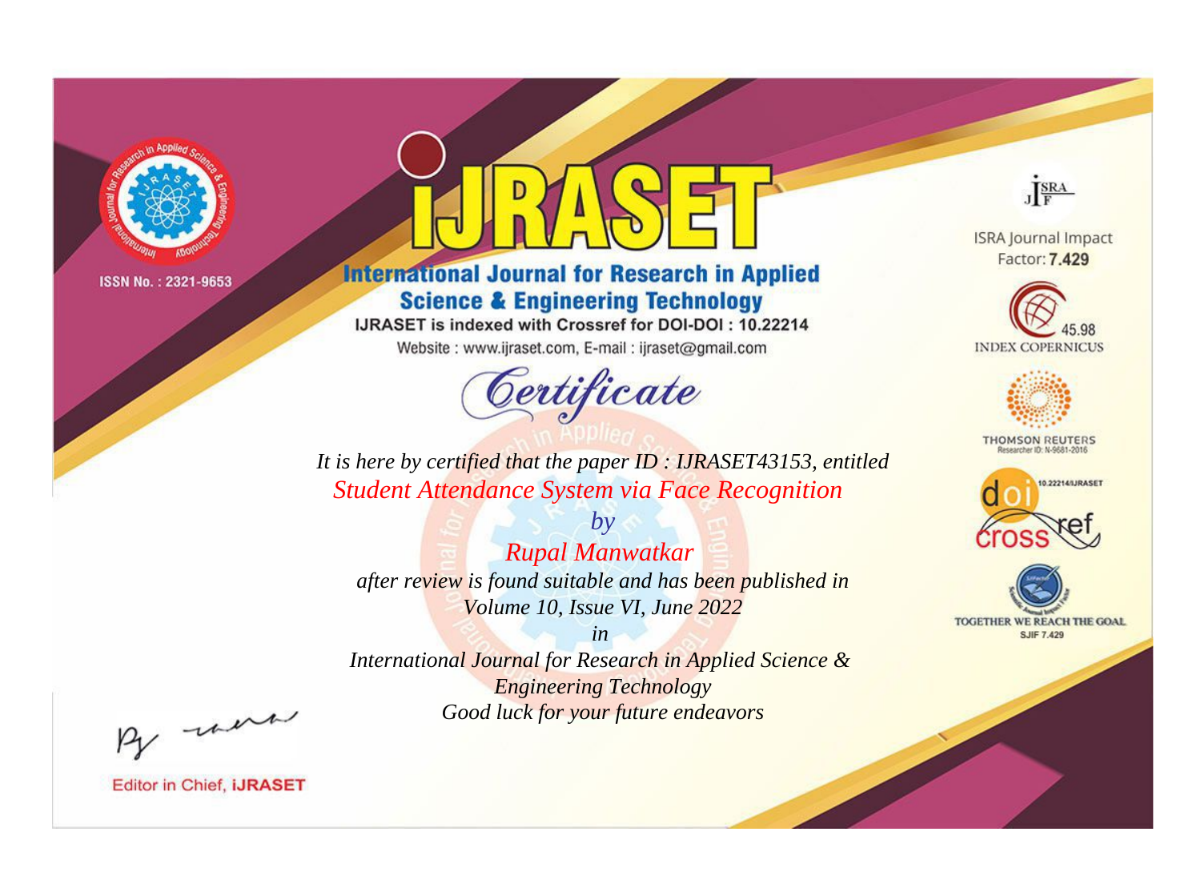ISSN No. : 2321-9653

# iJRASET

## International Journal for Research in Applied Science & Engineering Technology

IJRASET is indexed with Crossref for DOI-DOI : 10.22214

Website : www.ijraset.com, E-mail : ijraset@gmail.com

# Certificate

*It is here by certified that the paper ID : IJRASET43153, entitled*

*Student Attendance System via Face Recognition*

*by*

*Rupal Manwatkar*

*after review is found suitable and has been published in*

*Volume 10, Issue VI, June 2022*

*in*

*International Journal for Research in Applied Science & Engineering Technology*

*Good luck for your future endeavors*

ISRA Journal Impact Factor: **7.429**

45.98 INDEX COPERNICUS

THOMSON REUTERS Researcher ID: N-9681-2016

10.22214/IJRASET

TOGETHER WE REACH THE GOAL SJIF 7.429

Editor in Chief, **iJRASET**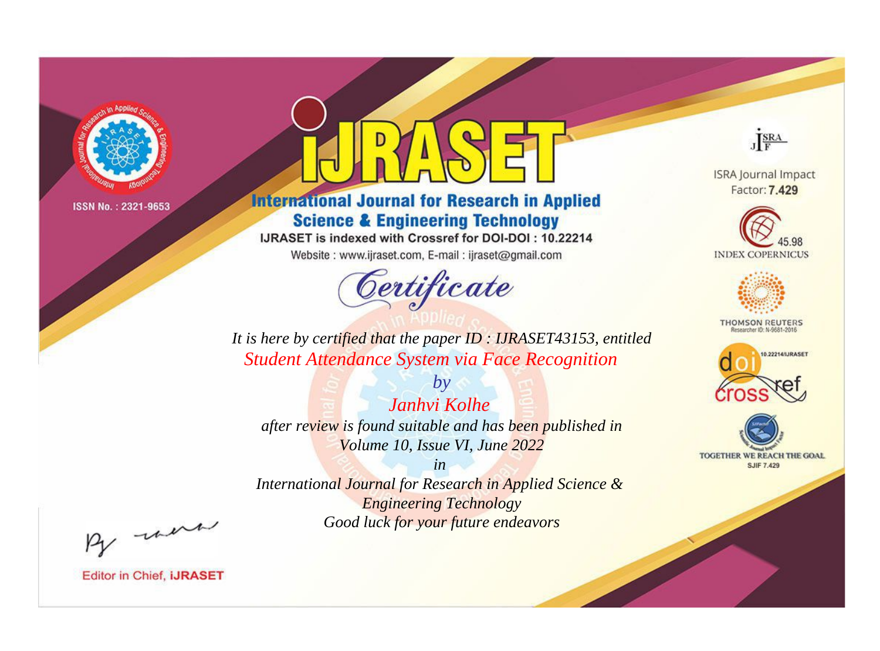ISSN No. : 2321-9653

# iJRASET

## International Journal for Research in Applied Science & Engineering Technology

IJRASET is indexed with Crossref for DOI-DOI : 10.22214

Website : www.ijraset.com, E-mail : ijraset@gmail.com

*Certificate*

*It is here by certified that the paper ID : IJRASET43153, entitled*

*Student Attendance System via Face Recognition*

*by*

*Janhvi Kolhe*

*after review is found suitable and has been published in*

*Volume 10, Issue VI, June 2022*

*in*

*International Journal for Research in Applied Science & Engineering Technology*

*Good luck for your future endeavors*

Editor in Chief, iJRASET

ISRA Journal Impact Factor: **7.429**

45.98 INDEX COPERNICUS

THOMSON REUTERS Researcher ID: N-9681-2016

10.22214/IJRASET

TOGETHER WE REACH THE GOAL SJIF 7.429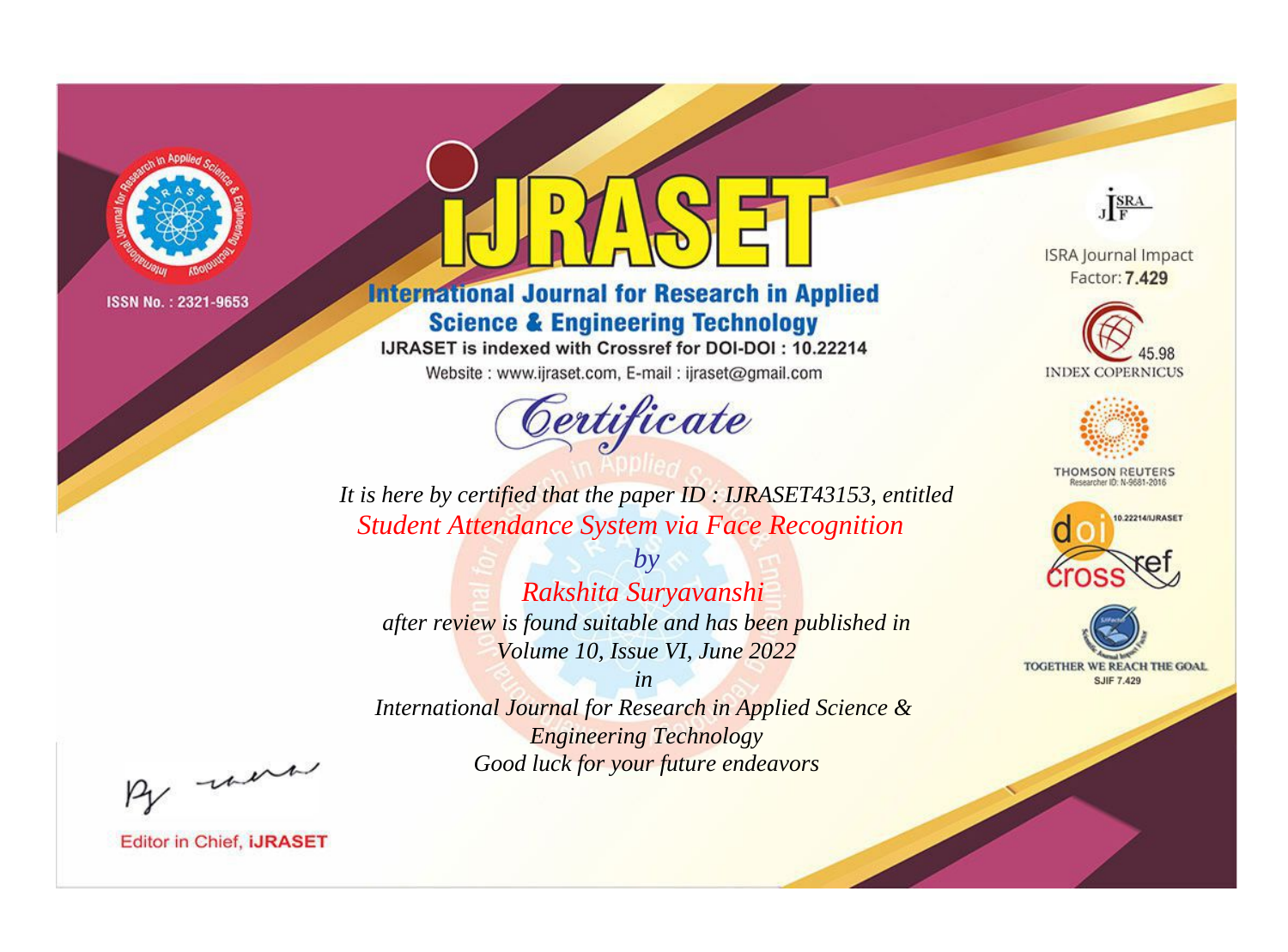ISSN No. : 2321-9653

# iJRASET

## International Journal for Research in Applied Science & Engineering Technology

IJRASET is indexed with Crossref for DOI-DOI : 10.22214

Website : www.ijraset.com, E-mail : ijraset@gmail.com

# Certificate

*It is here by certified that the paper ID : IJRASET43153, entitled*

*Student Attendance System via Face Recognition*

*by*

*Rakshita Suryavanshi*

*after review is found suitable and has been published in*

*Volume 10, Issue VI, June 2022*

*in*

*International Journal for Research in Applied Science & Engineering Technology*

*Good luck for your future endeavors*

ISRA Journal Impact Factor: **7.429**

45.98 INDEX COPERNICUS

THOMSON REUTERS Researcher ID: N-9681-2016

10.22214/IJRASET

TOGETHER WE REACH THE GOAL SJIF 7.429

Editor in Chief, **iJRASET**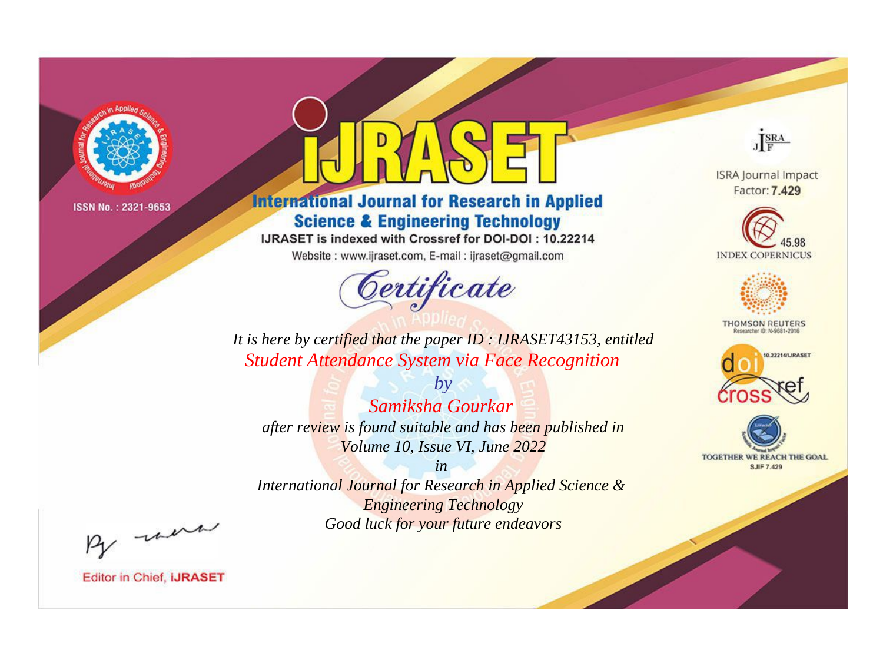ISSN No. : 2321-9653

# iJRASET

## International Journal for Research in Applied Science & Engineering Technology

IJRASET is indexed with Crossref for DOI-DOI : 10.22214

Website : www.ijraset.com, E-mail : ijraset@gmail.com

*Certificate*

*It is here by certified that the paper ID : IJRASET43153, entitled*

*Student Attendance System via Face Recognition*

*by*

*Samiksha Gourkar*

*after review is found suitable and has been published in*

*Volume 10, Issue VI, June 2022*

*in*

*International Journal for Research in Applied Science & Engineering Technology*

*Good luck for your future endeavors*

ISRA Journal Impact Factor: **7.429**

45.98 INDEX COPERNICUS

THOMSON REUTERS Researcher ID: N-9681-2016

10.22214/IJRASET

TOGETHER WE REACH THE GOAL SJIF 7.429

Editor in Chief, **iJRASET**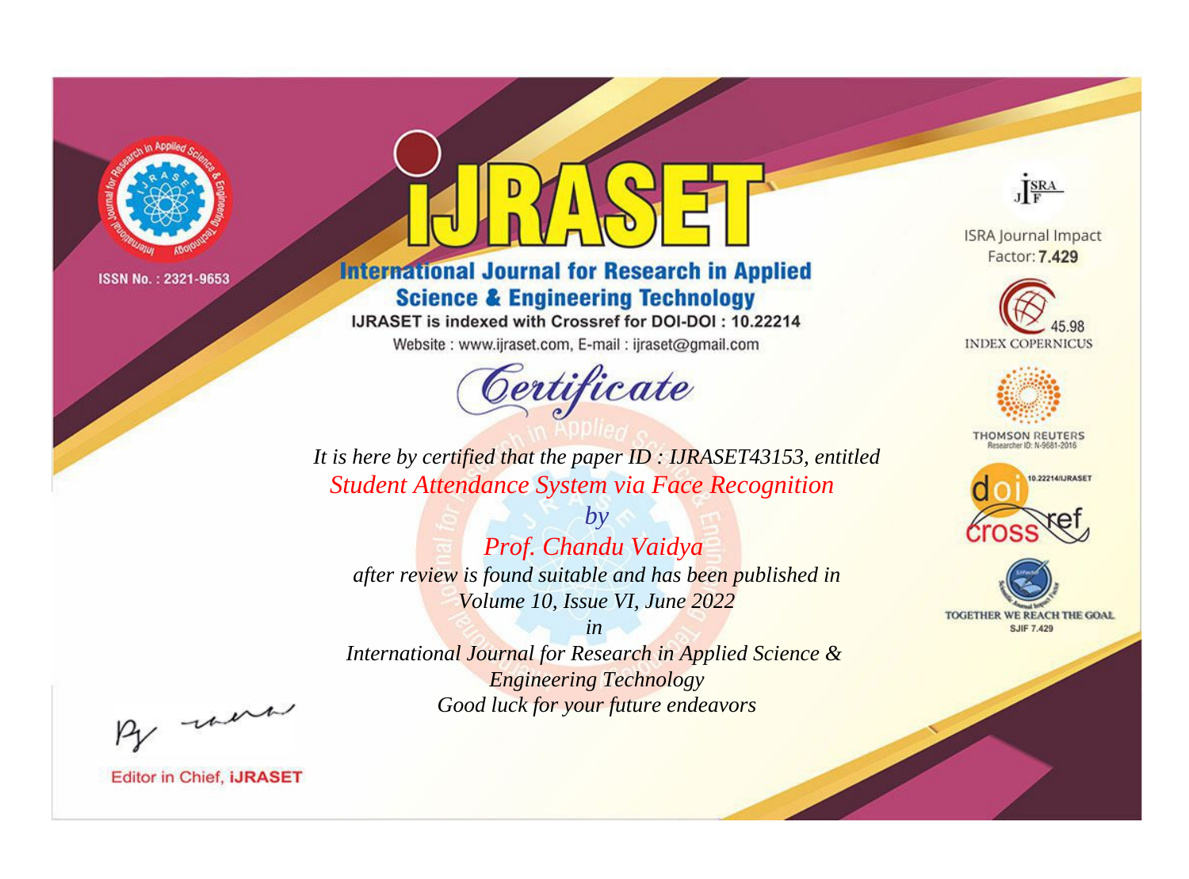ISSN No. : 2321-9653

# iJRASET

## International Journal for Research in Applied Science & Engineering Technology

IJRASET is indexed with Crossref for DOI-DOI : 10.22214

Website : www.ijraset.com, E-mail : ijraset@gmail.com

*Certificate*

*It is here by certified that the paper ID : IJRASET43153, entitled*

*Student Attendance System via Face Recognition*

*by*

*Prof. Chandu Vaidya*

*after review is found suitable and has been published in*

*Volume 10, Issue VI, June 2022*

*in*

*International Journal for Research in Applied Science & Engineering Technology*

*Good luck for your future endeavors*

ISRA Journal Impact Factor: **7.429**

45.98 INDEX COPERNICUS

THOMSON REUTERS

Researcher ID: N-9681-2016

10.22214/IJRASET

TOGETHER WE REACH THE GOAL

SJIF 7.429

Editor in Chief, **iJRASET**